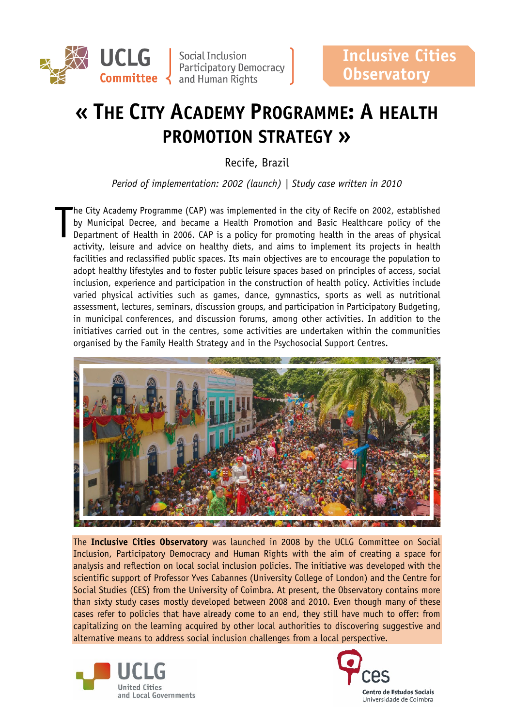UCLG Committee | Social Inclusion Participatory Democracy and Human Rights

**Inclusive Cities Observatory**

# « The City Academy Programme: A health promotion strategy »

Recife, Brazil

*Period of implementation: 2002 (launch) | Study case written in 2010*

The City Academy Programme (CAP) was implemented in the city of Recife on 2002, established by Municipal Decree, and became a Health Promotion and Basic Healthcare policy of the Department of Health in 2006. CAP is a policy for promoting health in the areas of physical activity, leisure and advice on healthy diets, and aims to implement its projects in health facilities and reclassified public spaces. Its main objectives are to encourage the population to adopt healthy lifestyles and to foster public leisure spaces based on principles of access, social inclusion, experience and participation in the construction of health policy. Activities include varied physical activities such as games, dance, gymnastics, sports as well as nutritional assessment, lectures, seminars, discussion groups, and participation in Participatory Budgeting, in municipal conferences, and discussion forums, among other activities. In addition to the initiatives carried out in the centres, some activities are undertaken within the communities organised by the Family Health Strategy and in the Psychosocial Support Centres.

The **Inclusive Cities Observatory** was launched in 2008 by the UCLG Committee on Social Inclusion, Participatory Democracy and Human Rights with the aim of creating a space for analysis and reflection on local social inclusion policies. The initiative was developed with the scientific support of Professor Yves Cabannes (University College of London) and the Centre for Social Studies (CES) from the University of Coimbra. At present, the Observatory contains more than sixty study cases mostly developed between 2008 and 2010. Even though many of these cases refer to policies that have already come to an end, they still have much to offer: from capitalizing on the learning acquired by other local authorities to discovering suggestive and alternative means to address social inclusion challenges from a local perspective.

UCLG United Cities and Local Governments

ces Centro de Estudos Sociais Universidade de Coimbra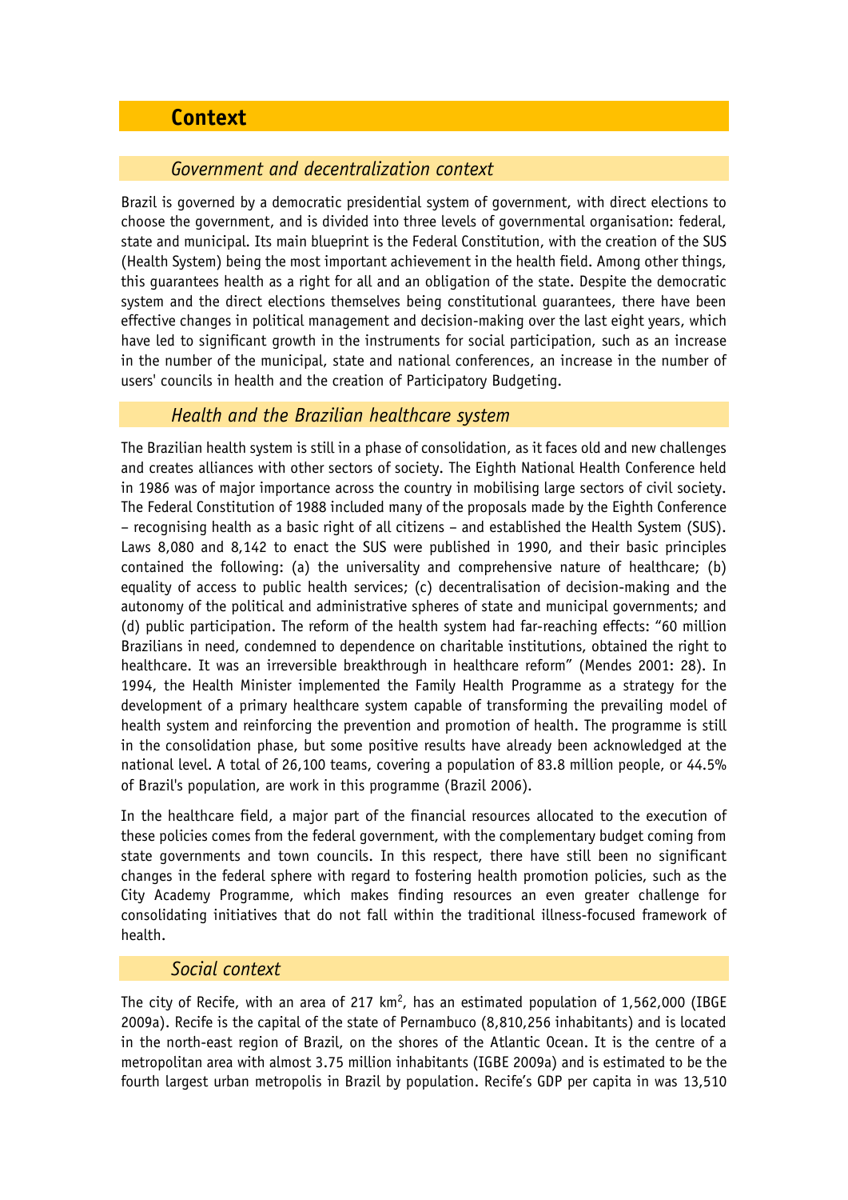## Context

### *Government and decentralization context*

Brazil is governed by a democratic presidential system of government, with direct elections to choose the government, and is divided into three levels of governmental organisation: federal, state and municipal. Its main blueprint is the Federal Constitution, with the creation of the SUS (Health System) being the most important achievement in the health field. Among other things, this guarantees health as a right for all and an obligation of the state. Despite the democratic system and the direct elections themselves being constitutional guarantees, there have been effective changes in political management and decision-making over the last eight years, which have led to significant growth in the instruments for social participation, such as an increase in the number of the municipal, state and national conferences, an increase in the number of users' councils in health and the creation of Participatory Budgeting.

### *Health and the Brazilian healthcare system*

The Brazilian health system is still in a phase of consolidation, as it faces old and new challenges and creates alliances with other sectors of society. The Eighth National Health Conference held in 1986 was of major importance across the country in mobilising large sectors of civil society. The Federal Constitution of 1988 included many of the proposals made by the Eighth Conference – recognising health as a basic right of all citizens – and established the Health System (SUS). Laws 8,080 and 8,142 to enact the SUS were published in 1990, and their basic principles contained the following: (a) the universality and comprehensive nature of healthcare; (b) equality of access to public health services; (c) decentralisation of decision-making and the autonomy of the political and administrative spheres of state and municipal governments; and (d) public participation. The reform of the health system had far-reaching effects: "60 million Brazilians in need, condemned to dependence on charitable institutions, obtained the right to healthcare. It was an irreversible breakthrough in healthcare reform" (Mendes 2001: 28). In 1994, the Health Minister implemented the Family Health Programme as a strategy for the development of a primary healthcare system capable of transforming the prevailing model of health system and reinforcing the prevention and promotion of health. The programme is still in the consolidation phase, but some positive results have already been acknowledged at the national level. A total of 26,100 teams, covering a population of 83.8 million people, or 44.5% of Brazil's population, are work in this programme (Brazil 2006).

In the healthcare field, a major part of the financial resources allocated to the execution of these policies comes from the federal government, with the complementary budget coming from state governments and town councils. In this respect, there have still been no significant changes in the federal sphere with regard to fostering health promotion policies, such as the City Academy Programme, which makes finding resources an even greater challenge for consolidating initiatives that do not fall within the traditional illness-focused framework of health.

### *Social context*

The city of Recife, with an area of 217 km$^2$, has an estimated population of 1,562,000 (IBGE 2009a). Recife is the capital of the state of Pernambuco (8,810,256 inhabitants) and is located in the north-east region of Brazil, on the shores of the Atlantic Ocean. It is the centre of a metropolitan area with almost 3.75 million inhabitants (IGBE 2009a) and is estimated to be the fourth largest urban metropolis in Brazil by population. Recife's GDP per capita in was 13,510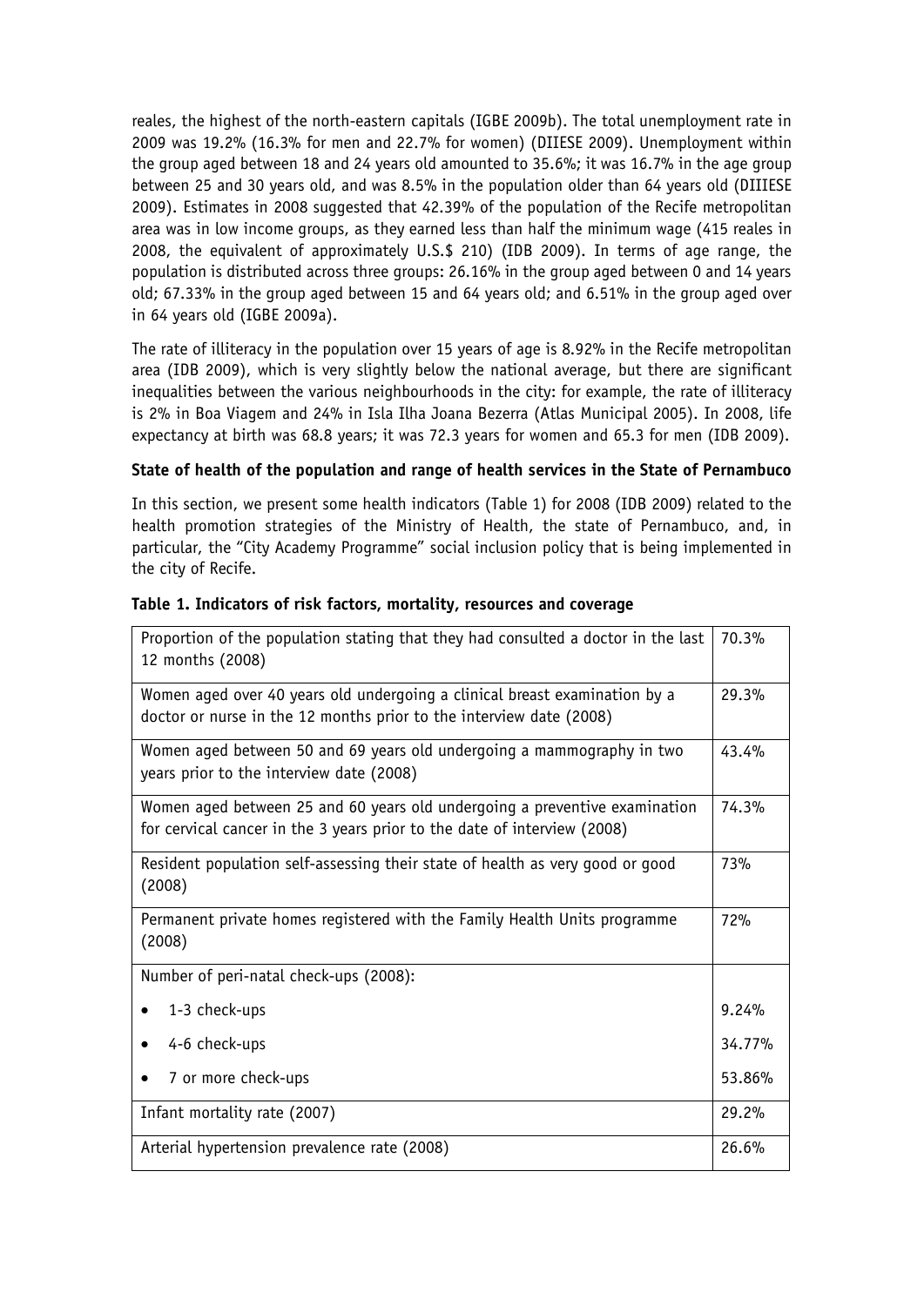reales, the highest of the north-eastern capitals (IGBE 2009b). The total unemployment rate in 2009 was 19.2% (16.3% for men and 22.7% for women) (DIIESE 2009). Unemployment within the group aged between 18 and 24 years old amounted to 35.6%; it was 16.7% in the age group between 25 and 30 years old, and was 8.5% in the population older than 64 years old (DIIIESE 2009). Estimates in 2008 suggested that 42.39% of the population of the Recife metropolitan area was in low income groups, as they earned less than half the minimum wage (415 reales in 2008, the equivalent of approximately U.S.$ 210) (IDB 2009). In terms of age range, the population is distributed across three groups: 26.16% in the group aged between 0 and 14 years old; 67.33% in the group aged between 15 and 64 years old; and 6.51% in the group aged over in 64 years old (IGBE 2009a).

The rate of illiteracy in the population over 15 years of age is 8.92% in the Recife metropolitan area (IDB 2009), which is very slightly below the national average, but there are significant inequalities between the various neighbourhoods in the city: for example, the rate of illiteracy is 2% in Boa Viagem and 24% in Isla Ilha Joana Bezerra (Atlas Municipal 2005). In 2008, life expectancy at birth was 68.8 years; it was 72.3 years for women and 65.3 for men (IDB 2009).

**State of health of the population and range of health services in the State of Pernambuco**

In this section, we present some health indicators (Table 1) for 2008 (IDB 2009) related to the health promotion strategies of the Ministry of Health, the state of Pernambuco, and, in particular, the "City Academy Programme" social inclusion policy that is being implemented in the city of Recife.

**Table 1. Indicators of risk factors, mortality, resources and coverage**

| Indicator | Value |
|---|---|
| Proportion of the population stating that they had consulted a doctor in the last 12 months (2008) | 70.3% |
| Women aged over 40 years old undergoing a clinical breast examination by a doctor or nurse in the 12 months prior to the interview date (2008) | 29.3% |
| Women aged between 50 and 69 years old undergoing a mammography in two years prior to the interview date (2008) | 43.4% |
| Women aged between 25 and 60 years old undergoing a preventive examination for cervical cancer in the 3 years prior to the date of interview (2008) | 74.3% |
| Resident population self-assessing their state of health as very good or good (2008) | 73% |
| Permanent private homes registered with the Family Health Units programme (2008) | 72% |
| Number of peri-natal check-ups (2008): | |
| • 1-3 check-ups | 9.24% |
| • 4-6 check-ups | 34.77% |
| • 7 or more check-ups | 53.86% |
| Infant mortality rate (2007) | 29.2% |
| Arterial hypertension prevalence rate (2008) | 26.6% |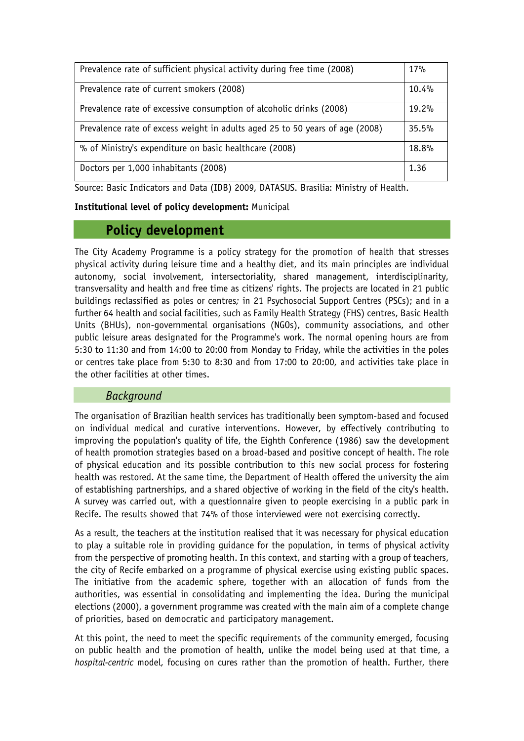| | |
|---|---|
| Prevalence rate of sufficient physical activity during free time (2008) | 17% |
| Prevalence rate of current smokers (2008) | 10.4% |
| Prevalence rate of excessive consumption of alcoholic drinks (2008) | 19.2% |
| Prevalence rate of excess weight in adults aged 25 to 50 years of age (2008) | 35.5% |
| % of Ministry's expenditure on basic healthcare (2008) | 18.8% |
| Doctors per 1,000 inhabitants (2008) | 1.36 |

Source: Basic Indicators and Data (IDB) 2009, DATASUS. Brasilia: Ministry of Health.

**Institutional level of policy development:** Municipal

## Policy development

The City Academy Programme is a policy strategy for the promotion of health that stresses physical activity during leisure time and a healthy diet, and its main principles are individual autonomy, social involvement, intersectoriality, shared management, interdisciplinarity, transversality and health and free time as citizens' rights. The projects are located in 21 public buildings reclassified as poles or centres*;* in 21 Psychosocial Support Centres (PSCs); and in a further 64 health and social facilities, such as Family Health Strategy (FHS) centres, Basic Health Units (BHUs), non-governmental organisations (NGOs), community associations, and other public leisure areas designated for the Programme's work. The normal opening hours are from 5:30 to 11:30 and from 14:00 to 20:00 from Monday to Friday, while the activities in the poles or centres take place from 5:30 to 8:30 and from 17:00 to 20:00, and activities take place in the other facilities at other times.

### *Background*

The organisation of Brazilian health services has traditionally been symptom-based and focused on individual medical and curative interventions. However, by effectively contributing to improving the population's quality of life, the Eighth Conference (1986) saw the development of health promotion strategies based on a broad-based and positive concept of health. The role of physical education and its possible contribution to this new social process for fostering health was restored. At the same time, the Department of Health offered the university the aim of establishing partnerships, and a shared objective of working in the field of the city's health. A survey was carried out, with a questionnaire given to people exercising in a public park in Recife. The results showed that 74% of those interviewed were not exercising correctly.

As a result, the teachers at the institution realised that it was necessary for physical education to play a suitable role in providing guidance for the population, in terms of physical activity from the perspective of promoting health. In this context, and starting with a group of teachers, the city of Recife embarked on a programme of physical exercise using existing public spaces. The initiative from the academic sphere, together with an allocation of funds from the authorities, was essential in consolidating and implementing the idea. During the municipal elections (2000), a government programme was created with the main aim of a complete change of priorities, based on democratic and participatory management.

At this point, the need to meet the specific requirements of the community emerged, focusing on public health and the promotion of health, unlike the model being used at that time, a *hospital-centric* model, focusing on cures rather than the promotion of health. Further, there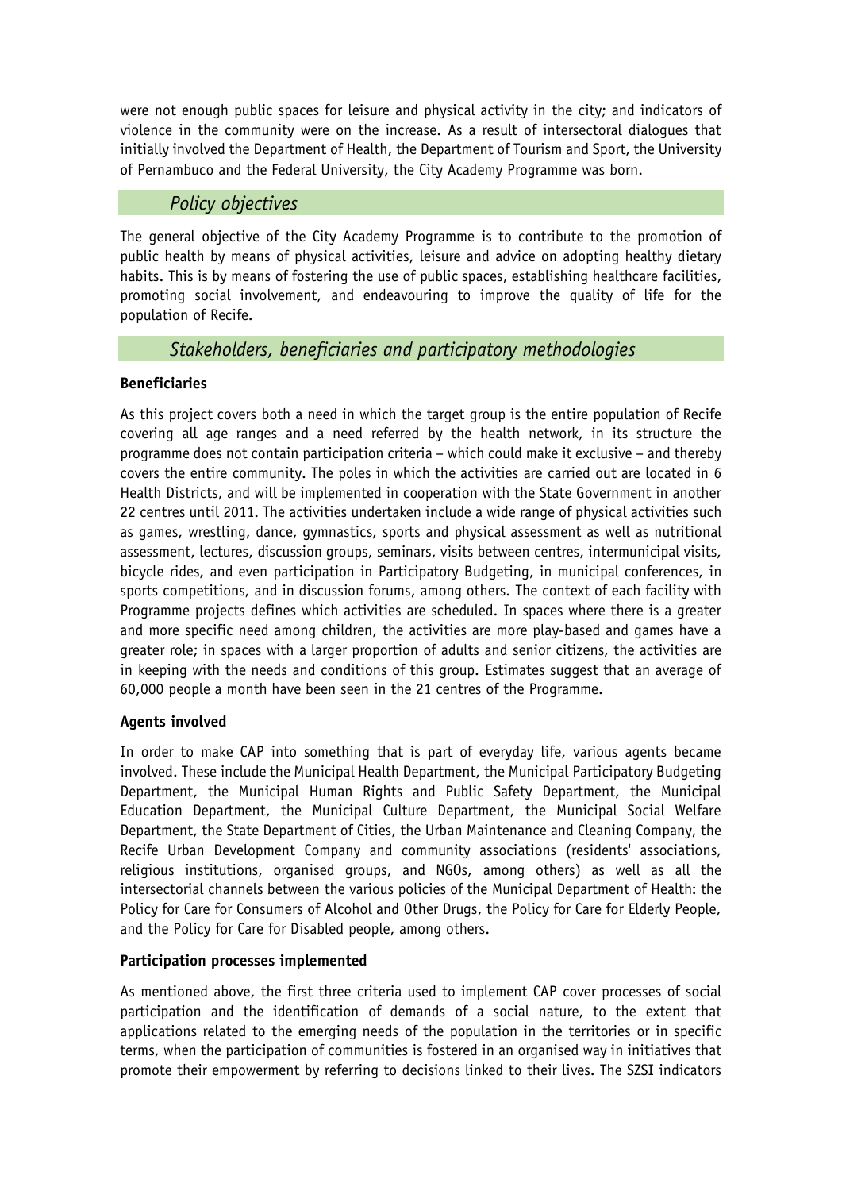were not enough public spaces for leisure and physical activity in the city; and indicators of violence in the community were on the increase. As a result of intersectoral dialogues that initially involved the Department of Health, the Department of Tourism and Sport, the University of Pernambuco and the Federal University, the City Academy Programme was born.

## *Policy objectives*

The general objective of the City Academy Programme is to contribute to the promotion of public health by means of physical activities, leisure and advice on adopting healthy dietary habits. This is by means of fostering the use of public spaces, establishing healthcare facilities, promoting social involvement, and endeavouring to improve the quality of life for the population of Recife.

## *Stakeholders, beneficiaries and participatory methodologies*

**Beneficiaries**

As this project covers both a need in which the target group is the entire population of Recife covering all age ranges and a need referred by the health network, in its structure the programme does not contain participation criteria – which could make it exclusive – and thereby covers the entire community. The poles in which the activities are carried out are located in 6 Health Districts, and will be implemented in cooperation with the State Government in another 22 centres until 2011. The activities undertaken include a wide range of physical activities such as games, wrestling, dance, gymnastics, sports and physical assessment as well as nutritional assessment, lectures, discussion groups, seminars, visits between centres, intermunicipal visits, bicycle rides, and even participation in Participatory Budgeting, in municipal conferences, in sports competitions, and in discussion forums, among others. The context of each facility with Programme projects defines which activities are scheduled. In spaces where there is a greater and more specific need among children, the activities are more play-based and games have a greater role; in spaces with a larger proportion of adults and senior citizens, the activities are in keeping with the needs and conditions of this group. Estimates suggest that an average of 60,000 people a month have been seen in the 21 centres of the Programme.

**Agents involved**

In order to make CAP into something that is part of everyday life, various agents became involved. These include the Municipal Health Department, the Municipal Participatory Budgeting Department, the Municipal Human Rights and Public Safety Department, the Municipal Education Department, the Municipal Culture Department, the Municipal Social Welfare Department, the State Department of Cities, the Urban Maintenance and Cleaning Company, the Recife Urban Development Company and community associations (residents' associations, religious institutions, organised groups, and NGOs, among others) as well as all the intersectorial channels between the various policies of the Municipal Department of Health: the Policy for Care for Consumers of Alcohol and Other Drugs, the Policy for Care for Elderly People, and the Policy for Care for Disabled people, among others.

**Participation processes implemented**

As mentioned above, the first three criteria used to implement CAP cover processes of social participation and the identification of demands of a social nature, to the extent that applications related to the emerging needs of the population in the territories or in specific terms, when the participation of communities is fostered in an organised way in initiatives that promote their empowerment by referring to decisions linked to their lives. The SZSI indicators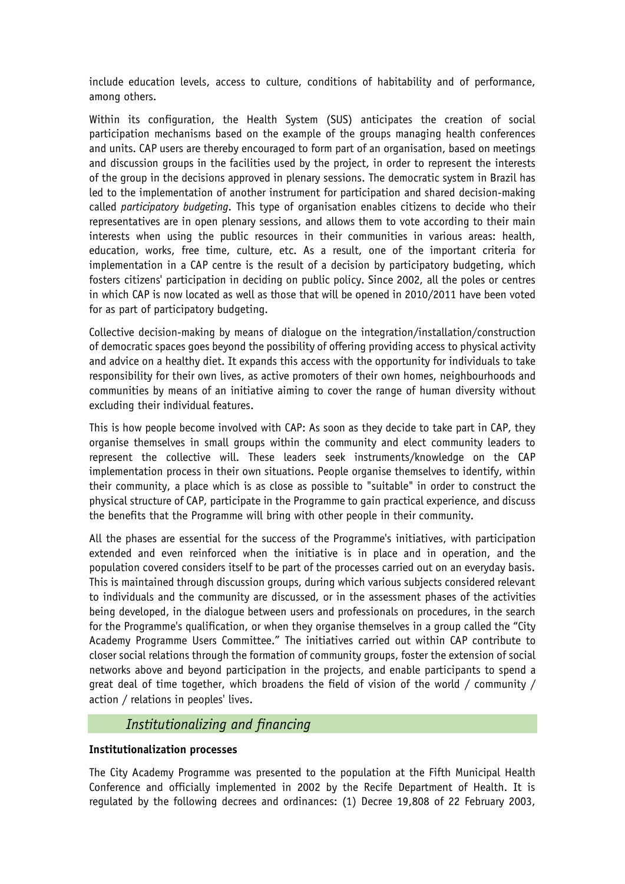include education levels, access to culture, conditions of habitability and of performance, among others.

Within its configuration, the Health System (SUS) anticipates the creation of social participation mechanisms based on the example of the groups managing health conferences and units. CAP users are thereby encouraged to form part of an organisation, based on meetings and discussion groups in the facilities used by the project, in order to represent the interests of the group in the decisions approved in plenary sessions. The democratic system in Brazil has led to the implementation of another instrument for participation and shared decision-making called *participatory budgeting*. This type of organisation enables citizens to decide who their representatives are in open plenary sessions, and allows them to vote according to their main interests when using the public resources in their communities in various areas: health, education, works, free time, culture, etc. As a result, one of the important criteria for implementation in a CAP centre is the result of a decision by participatory budgeting, which fosters citizens' participation in deciding on public policy. Since 2002, all the poles or centres in which CAP is now located as well as those that will be opened in 2010/2011 have been voted for as part of participatory budgeting.

Collective decision-making by means of dialogue on the integration/installation/construction of democratic spaces goes beyond the possibility of offering providing access to physical activity and advice on a healthy diet. It expands this access with the opportunity for individuals to take responsibility for their own lives, as active promoters of their own homes, neighbourhoods and communities by means of an initiative aiming to cover the range of human diversity without excluding their individual features.

This is how people become involved with CAP: As soon as they decide to take part in CAP, they organise themselves in small groups within the community and elect community leaders to represent the collective will. These leaders seek instruments/knowledge on the CAP implementation process in their own situations. People organise themselves to identify, within their community, a place which is as close as possible to "suitable" in order to construct the physical structure of CAP, participate in the Programme to gain practical experience, and discuss the benefits that the Programme will bring with other people in their community.

All the phases are essential for the success of the Programme's initiatives, with participation extended and even reinforced when the initiative is in place and in operation, and the population covered considers itself to be part of the processes carried out on an everyday basis. This is maintained through discussion groups, during which various subjects considered relevant to individuals and the community are discussed, or in the assessment phases of the activities being developed, in the dialogue between users and professionals on procedures, in the search for the Programme's qualification, or when they organise themselves in a group called the "City Academy Programme Users Committee." The initiatives carried out within CAP contribute to closer social relations through the formation of community groups, foster the extension of social networks above and beyond participation in the projects, and enable participants to spend a great deal of time together, which broadens the field of vision of the world / community / action / relations in peoples' lives.

## *Institutionalizing and financing*

**Institutionalization processes**

The City Academy Programme was presented to the population at the Fifth Municipal Health Conference and officially implemented in 2002 by the Recife Department of Health. It is regulated by the following decrees and ordinances: (1) Decree 19,808 of 22 February 2003,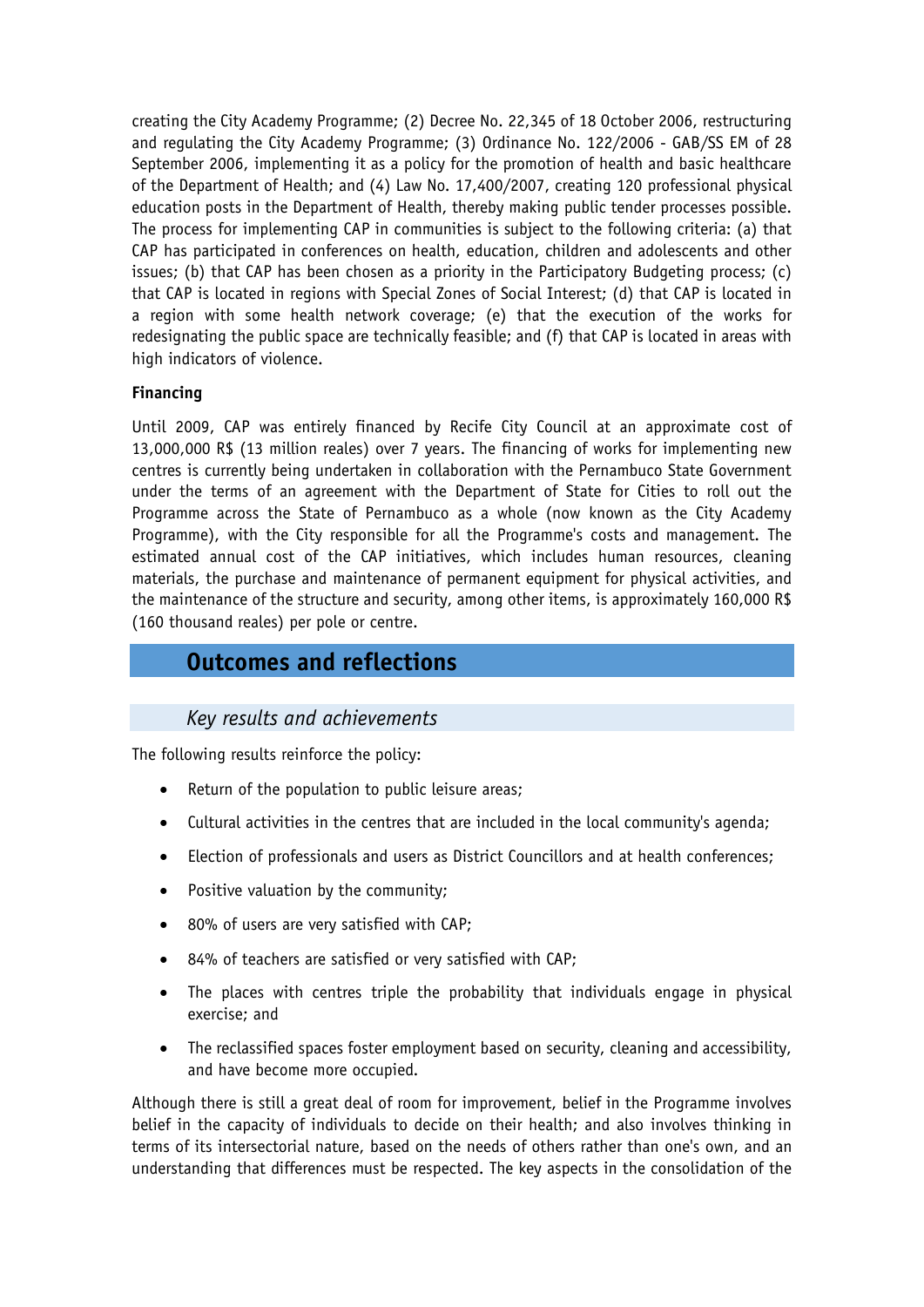creating the City Academy Programme; (2) Decree No. 22,345 of 18 October 2006, restructuring and regulating the City Academy Programme; (3) Ordinance No. 122/2006 - GAB/SS EM of 28 September 2006, implementing it as a policy for the promotion of health and basic healthcare of the Department of Health; and (4) Law No. 17,400/2007, creating 120 professional physical education posts in the Department of Health, thereby making public tender processes possible. The process for implementing CAP in communities is subject to the following criteria: (a) that CAP has participated in conferences on health, education, children and adolescents and other issues; (b) that CAP has been chosen as a priority in the Participatory Budgeting process; (c) that CAP is located in regions with Special Zones of Social Interest; (d) that CAP is located in a region with some health network coverage; (e) that the execution of the works for redesignating the public space are technically feasible; and (f) that CAP is located in areas with high indicators of violence.

**Financing**

Until 2009, CAP was entirely financed by Recife City Council at an approximate cost of 13,000,000 R$ (13 million reales) over 7 years. The financing of works for implementing new centres is currently being undertaken in collaboration with the Pernambuco State Government under the terms of an agreement with the Department of State for Cities to roll out the Programme across the State of Pernambuco as a whole (now known as the City Academy Programme), with the City responsible for all the Programme's costs and management. The estimated annual cost of the CAP initiatives, which includes human resources, cleaning materials, the purchase and maintenance of permanent equipment for physical activities, and the maintenance of the structure and security, among other items, is approximately 160,000 R$ (160 thousand reales) per pole or centre.

## Outcomes and reflections

### *Key results and achievements*

The following results reinforce the policy:

- Return of the population to public leisure areas;
- Cultural activities in the centres that are included in the local community's agenda;
- Election of professionals and users as District Councillors and at health conferences;
- Positive valuation by the community;
- 80% of users are very satisfied with CAP;
- 84% of teachers are satisfied or very satisfied with CAP;
- The places with centres triple the probability that individuals engage in physical exercise; and
- The reclassified spaces foster employment based on security, cleaning and accessibility, and have become more occupied.

Although there is still a great deal of room for improvement, belief in the Programme involves belief in the capacity of individuals to decide on their health; and also involves thinking in terms of its intersectorial nature, based on the needs of others rather than one's own, and an understanding that differences must be respected. The key aspects in the consolidation of the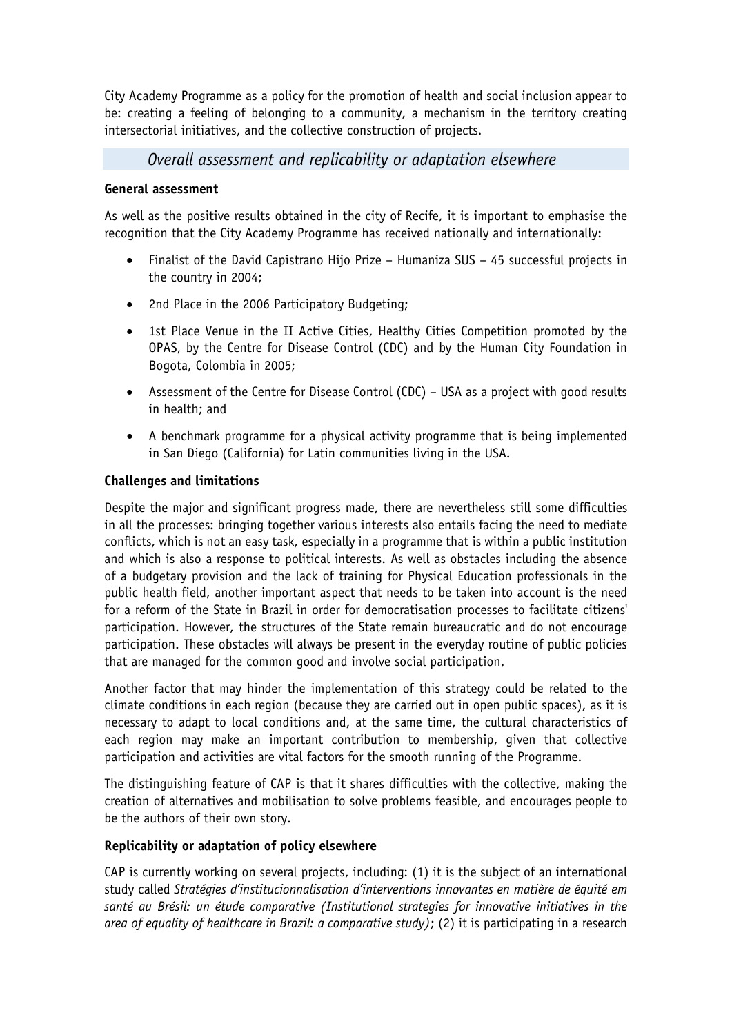City Academy Programme as a policy for the promotion of health and social inclusion appear to be: creating a feeling of belonging to a community, a mechanism in the territory creating intersectorial initiatives, and the collective construction of projects.

## *Overall assessment and replicability or adaptation elsewhere*

### General assessment

As well as the positive results obtained in the city of Recife, it is important to emphasise the recognition that the City Academy Programme has received nationally and internationally:

- Finalist of the David Capistrano Hijo Prize – Humaniza SUS – 45 successful projects in the country in 2004;
- 2nd Place in the 2006 Participatory Budgeting;
- 1st Place Venue in the II Active Cities, Healthy Cities Competition promoted by the OPAS, by the Centre for Disease Control (CDC) and by the Human City Foundation in Bogota, Colombia in 2005;
- Assessment of the Centre for Disease Control (CDC) – USA as a project with good results in health; and
- A benchmark programme for a physical activity programme that is being implemented in San Diego (California) for Latin communities living in the USA.

### Challenges and limitations

Despite the major and significant progress made, there are nevertheless still some difficulties in all the processes: bringing together various interests also entails facing the need to mediate conflicts, which is not an easy task, especially in a programme that is within a public institution and which is also a response to political interests. As well as obstacles including the absence of a budgetary provision and the lack of training for Physical Education professionals in the public health field, another important aspect that needs to be taken into account is the need for a reform of the State in Brazil in order for democratisation processes to facilitate citizens' participation. However, the structures of the State remain bureaucratic and do not encourage participation. These obstacles will always be present in the everyday routine of public policies that are managed for the common good and involve social participation.

Another factor that may hinder the implementation of this strategy could be related to the climate conditions in each region (because they are carried out in open public spaces), as it is necessary to adapt to local conditions and, at the same time, the cultural characteristics of each region may make an important contribution to membership, given that collective participation and activities are vital factors for the smooth running of the Programme.

The distinguishing feature of CAP is that it shares difficulties with the collective, making the creation of alternatives and mobilisation to solve problems feasible, and encourages people to be the authors of their own story.

### Replicability or adaptation of policy elsewhere

CAP is currently working on several projects, including: (1) it is the subject of an international study called *Stratégies d'institucionnalisation d'interventions innovantes en matière de équité em santé au Brésil: un étude comparative (Institutional strategies for innovative initiatives in the area of equality of healthcare in Brazil: a comparative study)*; (2) it is participating in a research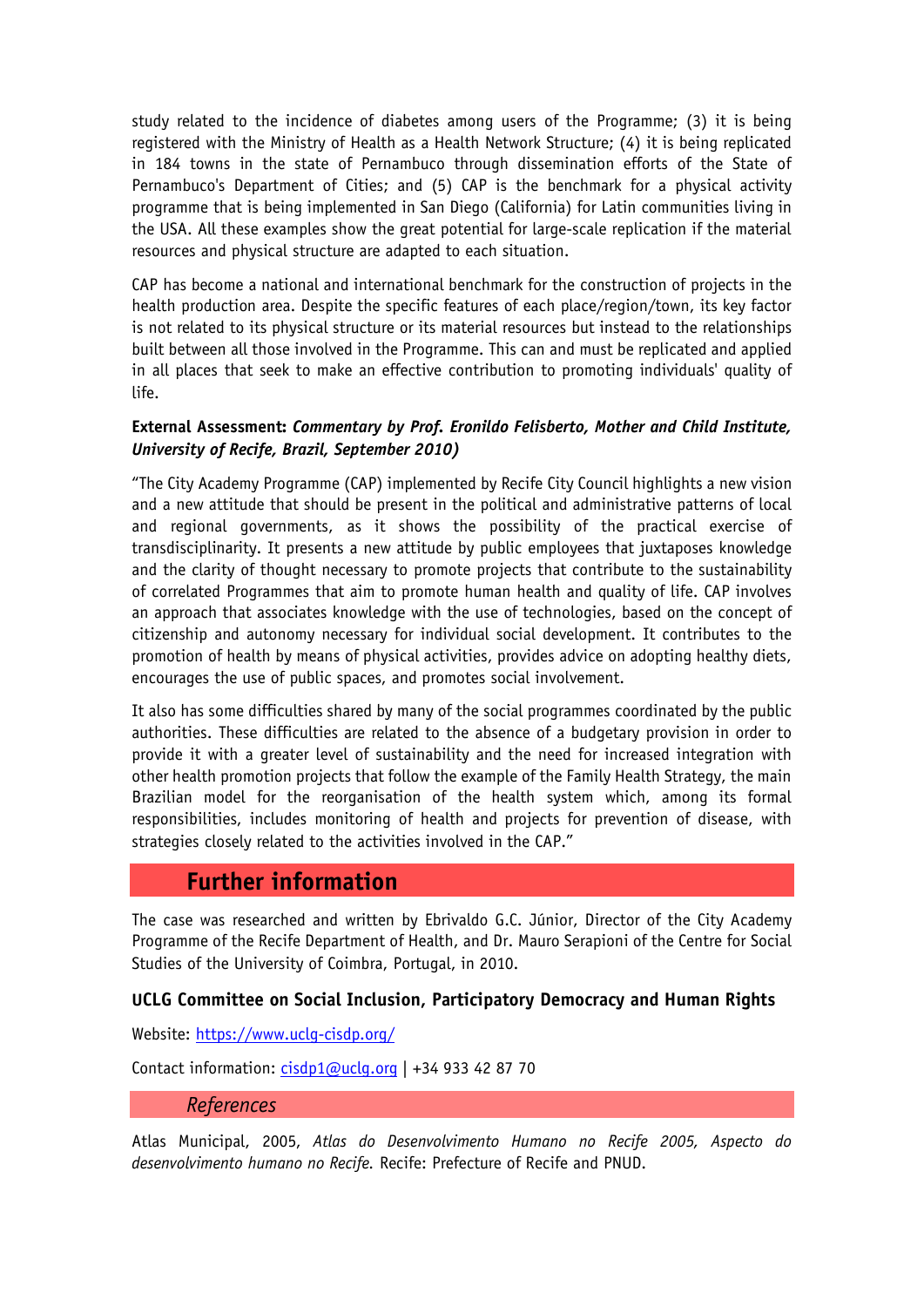study related to the incidence of diabetes among users of the Programme; (3) it is being registered with the Ministry of Health as a Health Network Structure; (4) it is being replicated in 184 towns in the state of Pernambuco through dissemination efforts of the State of Pernambuco's Department of Cities; and (5) CAP is the benchmark for a physical activity programme that is being implemented in San Diego (California) for Latin communities living in the USA. All these examples show the great potential for large-scale replication if the material resources and physical structure are adapted to each situation.

CAP has become a national and international benchmark for the construction of projects in the health production area. Despite the specific features of each place/region/town, its key factor is not related to its physical structure or its material resources but instead to the relationships built between all those involved in the Programme. This can and must be replicated and applied in all places that seek to make an effective contribution to promoting individuals' quality of life.

**External Assessment:** ***Commentary by Prof. Eronildo Felisberto, Mother and Child Institute, University of Recife, Brazil, September 2010)***

"The City Academy Programme (CAP) implemented by Recife City Council highlights a new vision and a new attitude that should be present in the political and administrative patterns of local and regional governments, as it shows the possibility of the practical exercise of transdisciplinarity. It presents a new attitude by public employees that juxtaposes knowledge and the clarity of thought necessary to promote projects that contribute to the sustainability of correlated Programmes that aim to promote human health and quality of life. CAP involves an approach that associates knowledge with the use of technologies, based on the concept of citizenship and autonomy necessary for individual social development. It contributes to the promotion of health by means of physical activities, provides advice on adopting healthy diets, encourages the use of public spaces, and promotes social involvement.

It also has some difficulties shared by many of the social programmes coordinated by the public authorities. These difficulties are related to the absence of a budgetary provision in order to provide it with a greater level of sustainability and the need for increased integration with other health promotion projects that follow the example of the Family Health Strategy, the main Brazilian model for the reorganisation of the health system which, among its formal responsibilities, includes monitoring of health and projects for prevention of disease, with strategies closely related to the activities involved in the CAP."

## Further information

The case was researched and written by Ebrivaldo G.C. Júnior, Director of the City Academy Programme of the Recife Department of Health, and Dr. Mauro Serapioni of the Centre for Social Studies of the University of Coimbra, Portugal, in 2010.

### UCLG Committee on Social Inclusion, Participatory Democracy and Human Rights

Website: https://www.uclg-cisdp.org/

Contact information: cisdp1@uclg.org | +34 933 42 87 70

### *References*

Atlas Municipal, 2005, *Atlas do Desenvolvimento Humano no Recife 2005, Aspecto do desenvolvimento humano no Recife.* Recife: Prefecture of Recife and PNUD.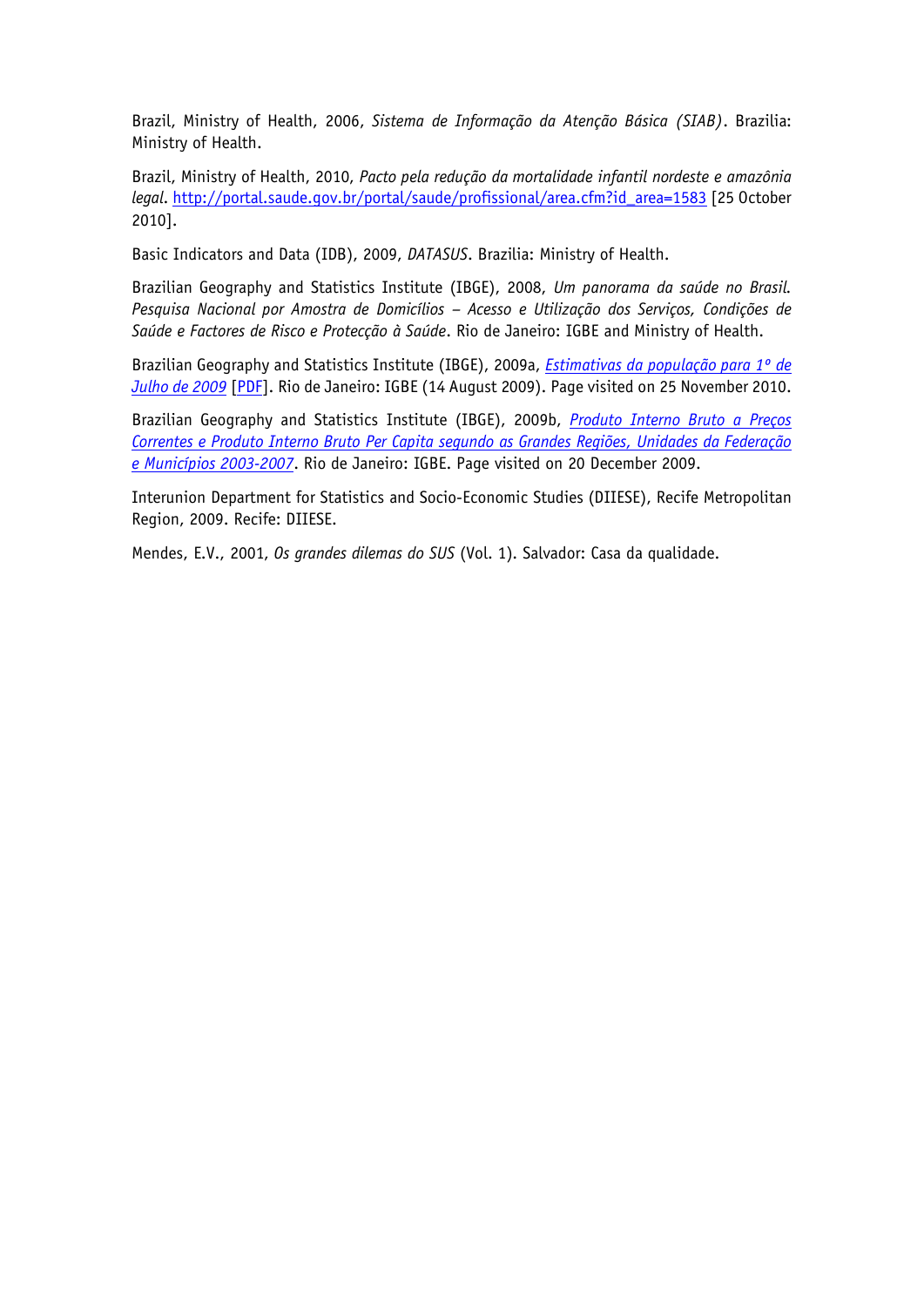Brazil, Ministry of Health, 2006, *Sistema de Informação da Atenção Básica (SIAB)*. Brazilia: Ministry of Health.

Brazil, Ministry of Health, 2010, *Pacto pela redução da mortalidade infantil nordeste e amazônia legal*. [http://portal.saude.gov.br/portal/saude/profissional/area.cfm?id_area=1583](http://portal.saude.gov.br/portal/saude/profissional/area.cfm?id_area=1583) [25 October 2010].

Basic Indicators and Data (IDB), 2009, *DATASUS*. Brazilia: Ministry of Health.

Brazilian Geography and Statistics Institute (IBGE), 2008, *Um panorama da saúde no Brasil. Pesquisa Nacional por Amostra de Domicílios – Acesso e Utilização dos Serviços, Condições de Saúde e Factores de Risco e Protecção à Saúde*. Rio de Janeiro: IGBE and Ministry of Health.

Brazilian Geography and Statistics Institute (IBGE), 2009a, *Estimativas da população para 1º de Julho de 2009* [PDF]. Rio de Janeiro: IGBE (14 August 2009). Page visited on 25 November 2010.

Brazilian Geography and Statistics Institute (IBGE), 2009b, *Produto Interno Bruto a Preços Correntes e Produto Interno Bruto Per Capita segundo as Grandes Regiões, Unidades da Federação e Municípios 2003-2007*. Rio de Janeiro: IGBE. Page visited on 20 December 2009.

Interunion Department for Statistics and Socio-Economic Studies (DIIESE), Recife Metropolitan Region, 2009. Recife: DIIESE.

Mendes, E.V., 2001, *Os grandes dilemas do SUS* (Vol. 1). Salvador: Casa da qualidade.